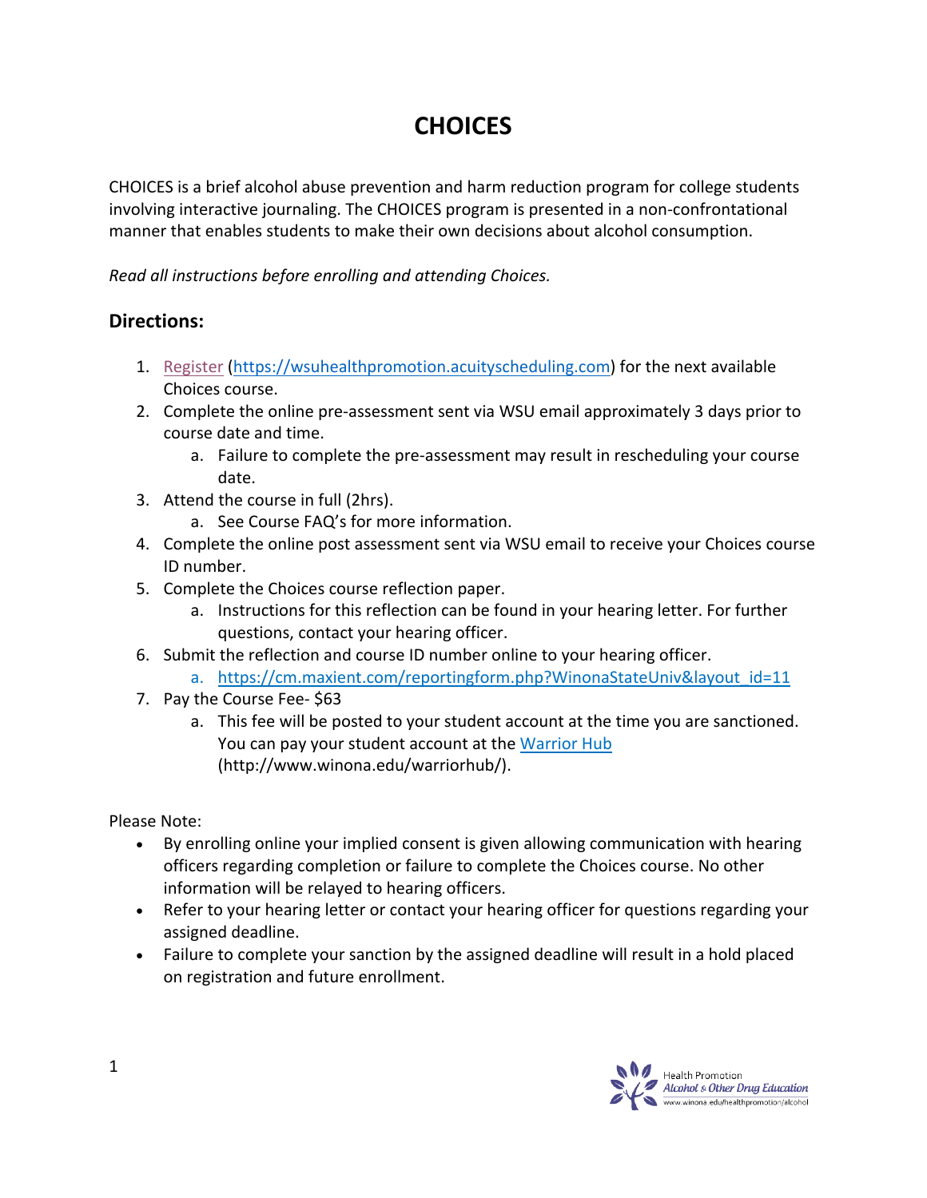# CHOICES

CHOICES is a brief alcohol abuse prevention and harm reduction program for college students involving interactive journaling. The CHOICES program is presented in a non-confrontational manner that enables students to make their own decisions about alcohol consumption.

*Read all instructions before enrolling and attending Choices.*

## Directions:

1. Register (https://wsuhealthpromotion.acuityscheduling.com) for the next available Choices course.
2. Complete the online pre-assessment sent via WSU email approximately 3 days prior to course date and time.
   a. Failure to complete the pre-assessment may result in rescheduling your course date.
3. Attend the course in full (2hrs).
   a. See Course FAQ's for more information.
4. Complete the online post assessment sent via WSU email to receive your Choices course ID number.
5. Complete the Choices course reflection paper.
   a. Instructions for this reflection can be found in your hearing letter. For further questions, contact your hearing officer.
6. Submit the reflection and course ID number online to your hearing officer.
   a. https://cm.maxient.com/reportingform.php?WinonaStateUniv&layout_id=11
7. Pay the Course Fee- $63
   a. This fee will be posted to your student account at the time you are sanctioned. You can pay your student account at the Warrior Hub (http://www.winona.edu/warriorhub/).

Please Note:

- By enrolling online your implied consent is given allowing communication with hearing officers regarding completion or failure to complete the Choices course. No other information will be relayed to hearing officers.
- Refer to your hearing letter or contact your hearing officer for questions regarding your assigned deadline.
- Failure to complete your sanction by the assigned deadline will result in a hold placed on registration and future enrollment.

Health Promotion
*Alcohol & Other Drug Education*
www.winona.edu/healthpromotion/alcohol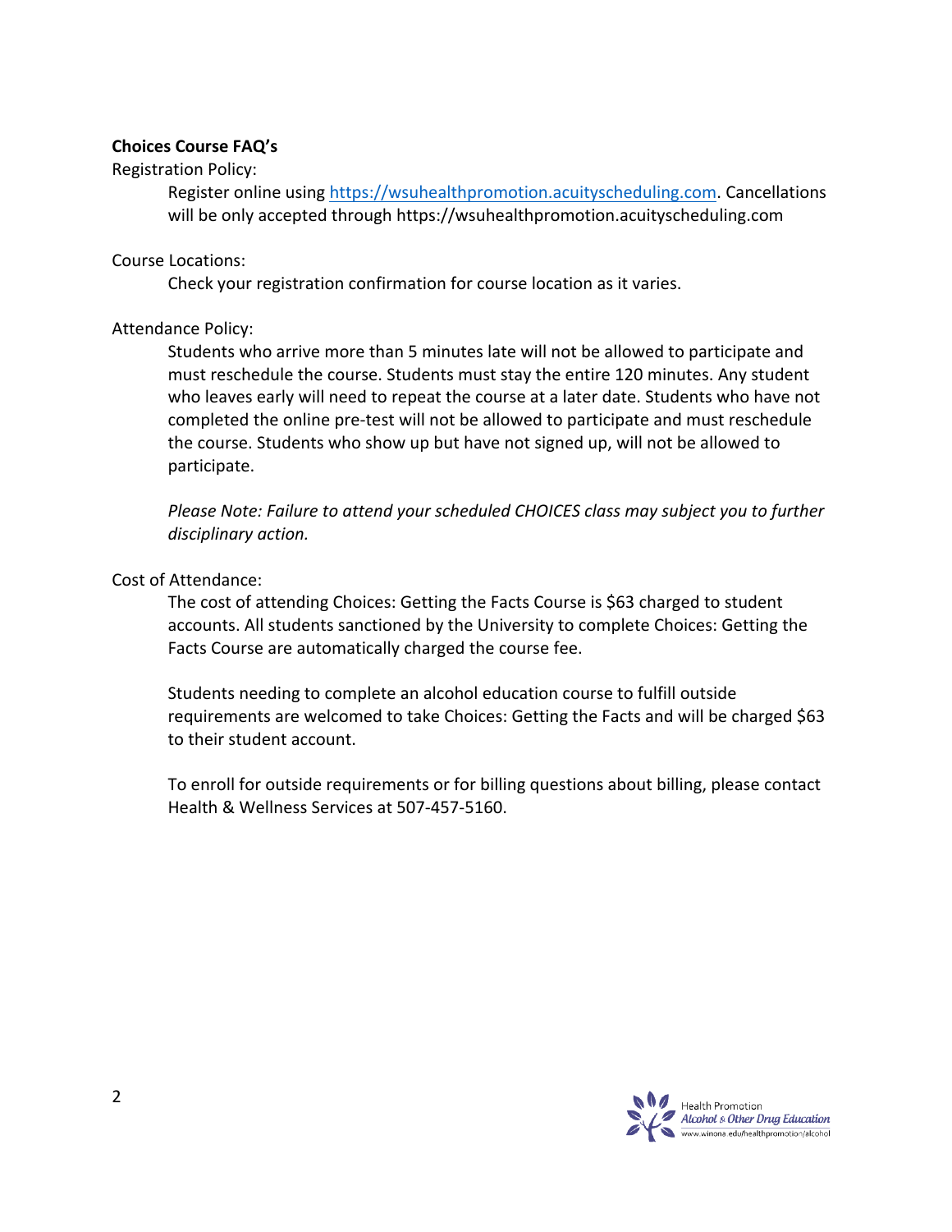**Choices Course FAQ's**

Registration Policy:

Register online using https://wsuhealthpromotion.acuityscheduling.com. Cancellations will be only accepted through https://wsuhealthpromotion.acuityscheduling.com

Course Locations:

Check your registration confirmation for course location as it varies.

Attendance Policy:

Students who arrive more than 5 minutes late will not be allowed to participate and must reschedule the course. Students must stay the entire 120 minutes. Any student who leaves early will need to repeat the course at a later date. Students who have not completed the online pre-test will not be allowed to participate and must reschedule the course. Students who show up but have not signed up, will not be allowed to participate.

*Please Note: Failure to attend your scheduled CHOICES class may subject you to further disciplinary action.*

Cost of Attendance:

The cost of attending Choices: Getting the Facts Course is $63 charged to student accounts. All students sanctioned by the University to complete Choices: Getting the Facts Course are automatically charged the course fee.

Students needing to complete an alcohol education course to fulfill outside requirements are welcomed to take Choices: Getting the Facts and will be charged $63 to their student account.

To enroll for outside requirements or for billing questions about billing, please contact Health & Wellness Services at 507-457-5160.